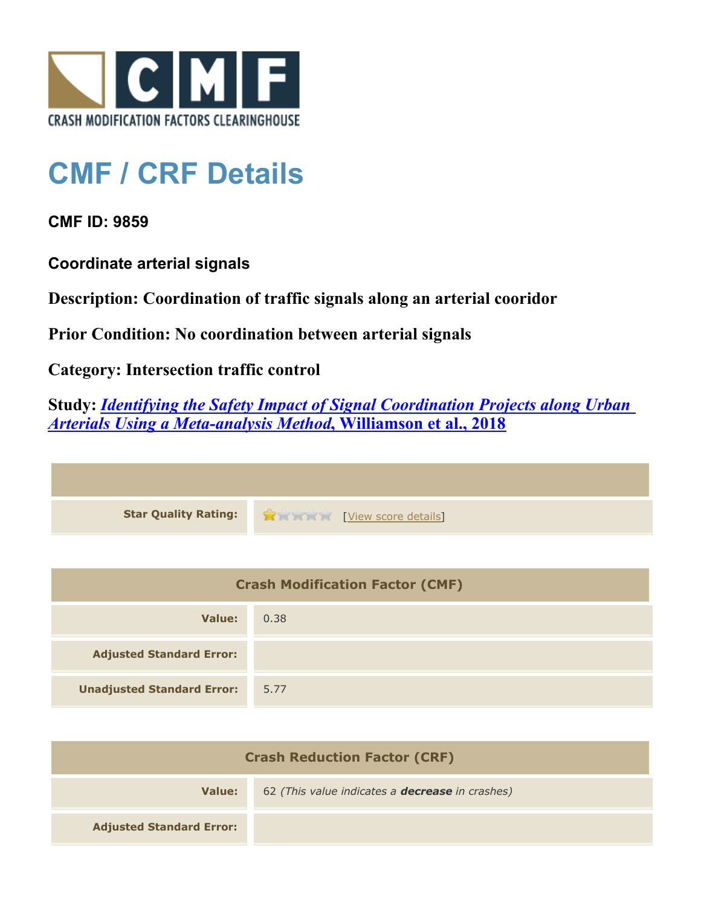CRASH MODIFICATION FACTORS CLEARINGHOUSE

# CMF / CRF Details

**CMF ID: 9859**

**Coordinate arterial signals**

**Description: Coordination of traffic signals along an arterial cooridor**

**Prior Condition: No coordination between arterial signals**

**Category: Intersection traffic control**

**Study: *Identifying the Safety Impact of Signal Coordination Projects along Urban Arterials Using a Meta-analysis Method*, Williamson et al., 2018**

| | |
|---|---|
| **Star Quality Rating:** | 1 of 5 stars [View score details] |

| Crash Modification Factor (CMF) | |
|---|---|
| **Value:** | 0.38 |
| **Adjusted Standard Error:** | |
| **Unadjusted Standard Error:** | 5.77 |

| Crash Reduction Factor (CRF) | |
|---|---|
| **Value:** | 62 *(This value indicates a **decrease** in crashes)* |
| **Adjusted Standard Error:** | |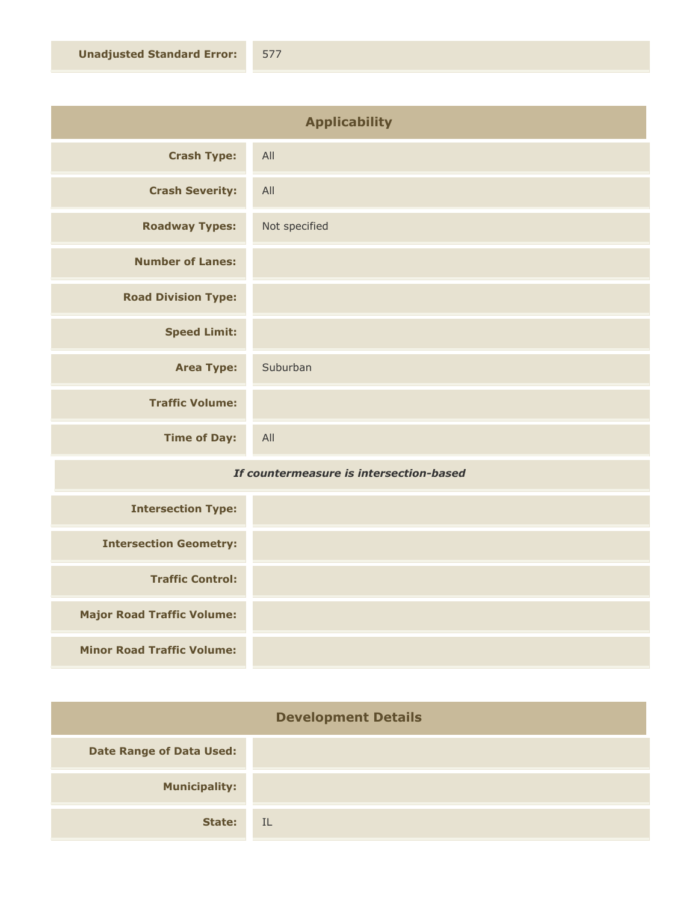| | |
|---|---|
| **Unadjusted Standard Error:** | 577 |

## Applicability

| | |
|---|---|
| **Crash Type:** | All |
| **Crash Severity:** | All |
| **Roadway Types:** | Not specified |
| **Number of Lanes:** | |
| **Road Division Type:** | |
| **Speed Limit:** | |
| **Area Type:** | Suburban |
| **Traffic Volume:** | |
| **Time of Day:** | All |

***If countermeasure is intersection-based***

| | |
|---|---|
| **Intersection Type:** | |
| **Intersection Geometry:** | |
| **Traffic Control:** | |
| **Major Road Traffic Volume:** | |
| **Minor Road Traffic Volume:** | |

## Development Details

| | |
|---|---|
| **Date Range of Data Used:** | |
| **Municipality:** | |
| **State:** | IL |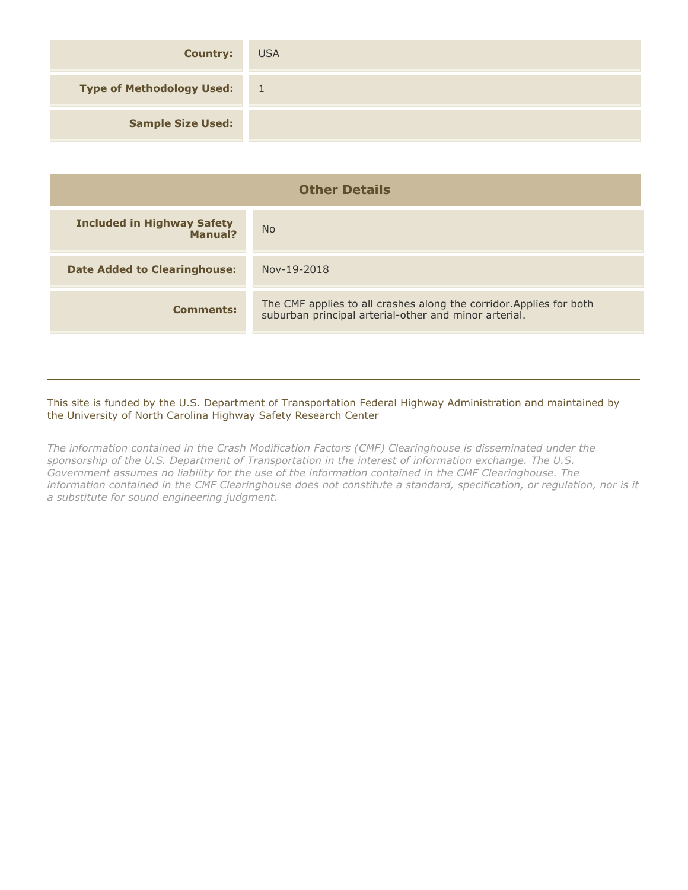| | |
|---|---|
| **Country:** | USA |
| **Type of Methodology Used:** | 1 |
| **Sample Size Used:** | |

## Other Details

| | |
|---|---|
| **Included in Highway Safety Manual?** | No |
| **Date Added to Clearinghouse:** | Nov-19-2018 |
| **Comments:** | The CMF applies to all crashes along the corridor.Applies for both suburban principal arterial-other and minor arterial. |

---

This site is funded by the U.S. Department of Transportation Federal Highway Administration and maintained by the University of North Carolina Highway Safety Research Center

*The information contained in the Crash Modification Factors (CMF) Clearinghouse is disseminated under the sponsorship of the U.S. Department of Transportation in the interest of information exchange. The U.S. Government assumes no liability for the use of the information contained in the CMF Clearinghouse. The information contained in the CMF Clearinghouse does not constitute a standard, specification, or regulation, nor is it a substitute for sound engineering judgment.*